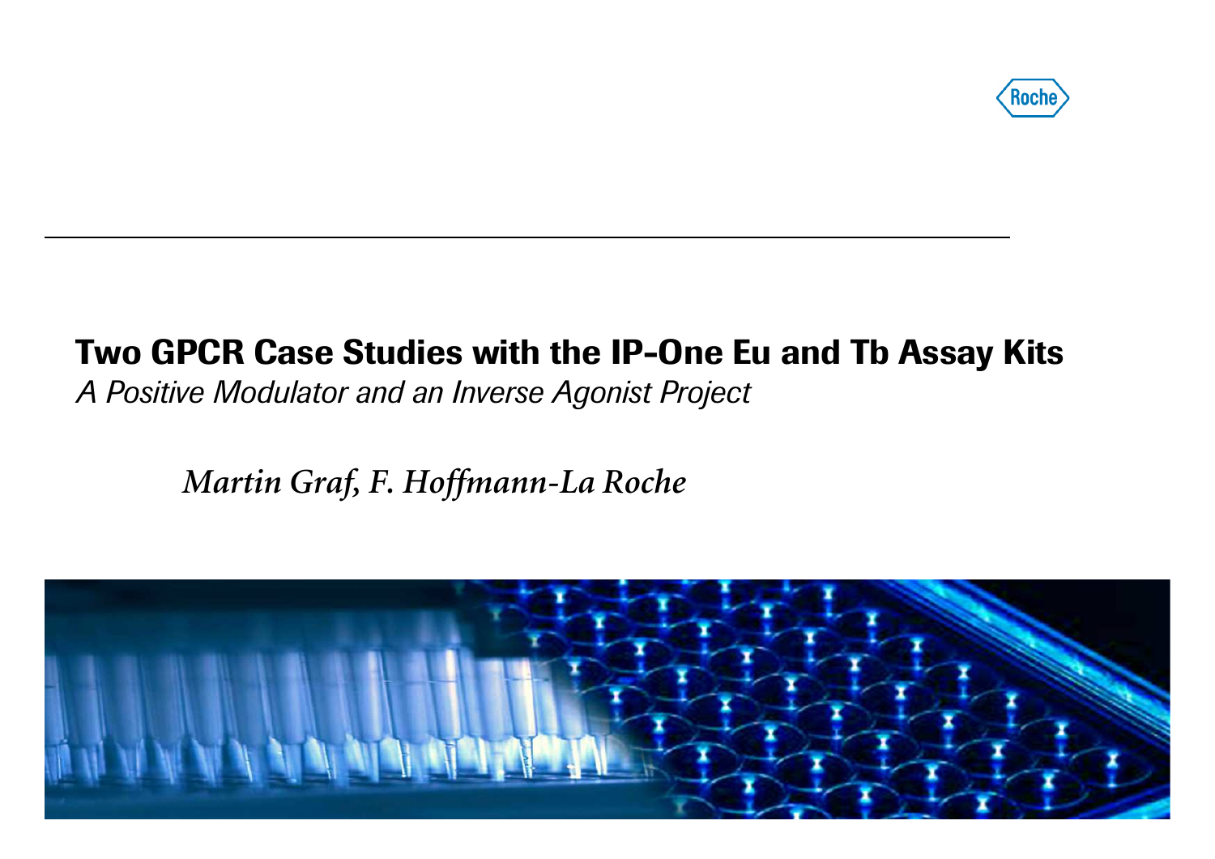# Two GPCR Case Studies with the IP-One Eu and Tb Assay Kits

*A Positive Modulator and an Inverse Agonist Project*

*Martin Graf, F. Hoffmann-La Roche*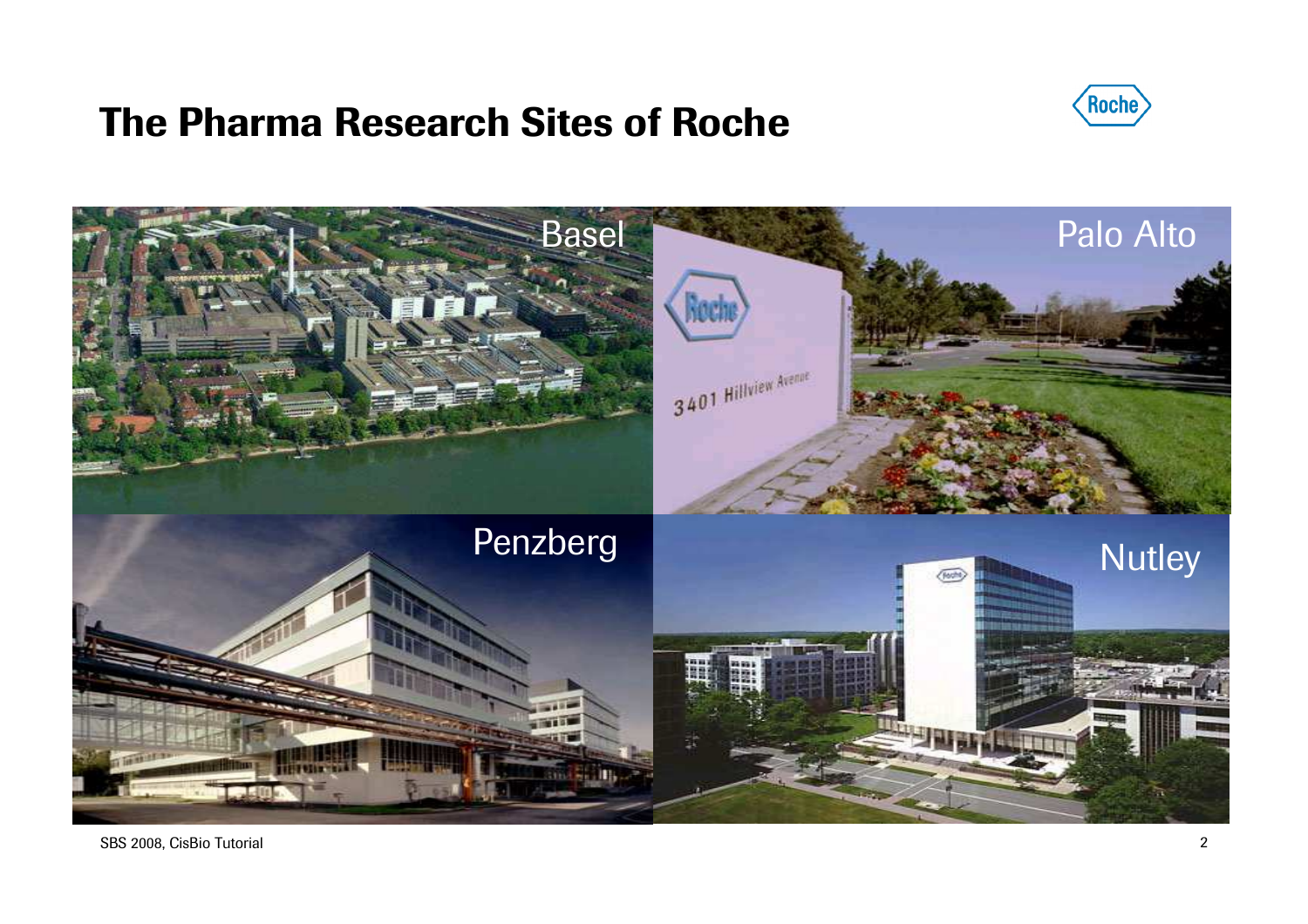# The Pharma Research Sites of Roche

Basel

Palo Alto

Penzberg

Nutley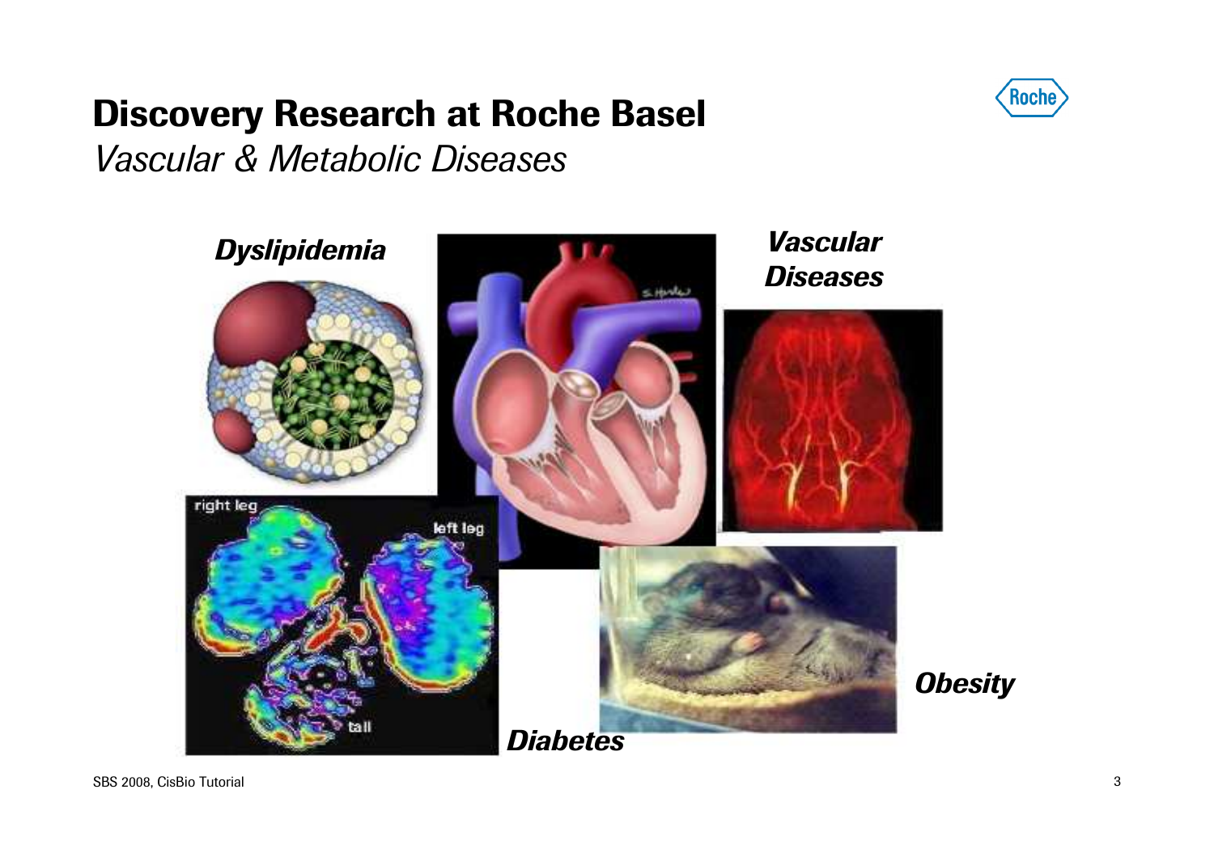# Discovery Research at Roche Basel

*Vascular & Metabolic Diseases*

***Dyslipidemia***

***Vascular Diseases***

***Obesity***

***Diabetes***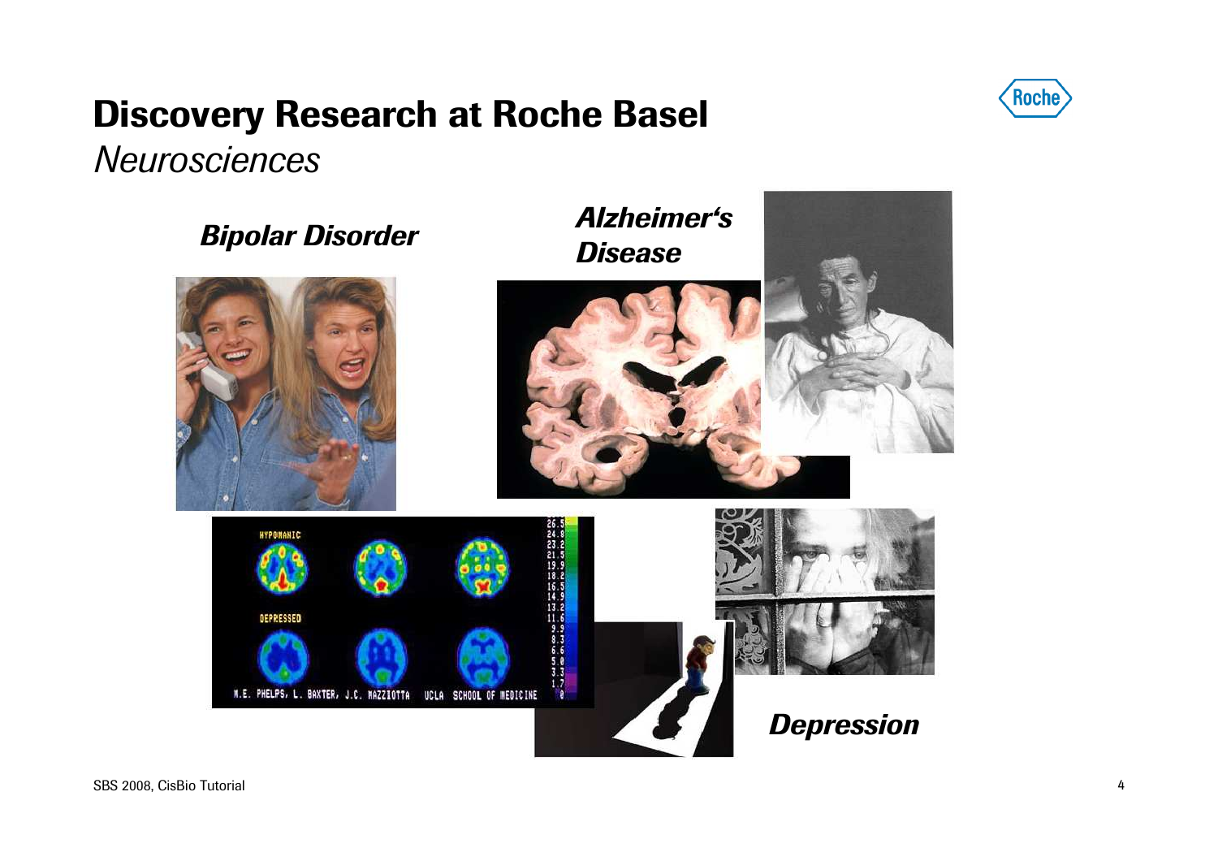# Discovery Research at Roche Basel

*Neurosciences*

***Bipolar Disorder***

***Alzheimer's Disease***

***Depression***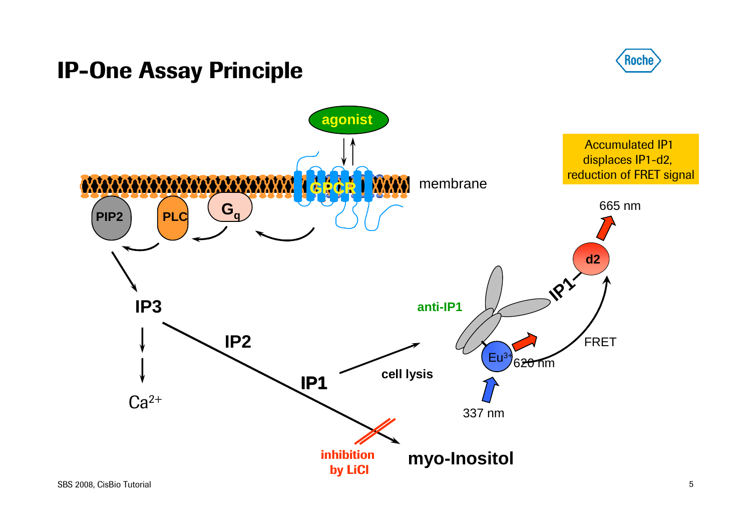# IP-One Assay Principle

agonist

membrane

GPCR

PIP2

PLC

$G_q$

IP3

IP2

IP1

$Ca^{2+}$

inhibition by LiCl

myo-Inositol

cell lysis

anti-IP1

Accumulated IP1 displaces IP1-d2, reduction of FRET signal

665 nm

d2

IP1

FRET

$Eu^{3+}$

620 nm

337 nm

SBS 2008, CisBio Tutorial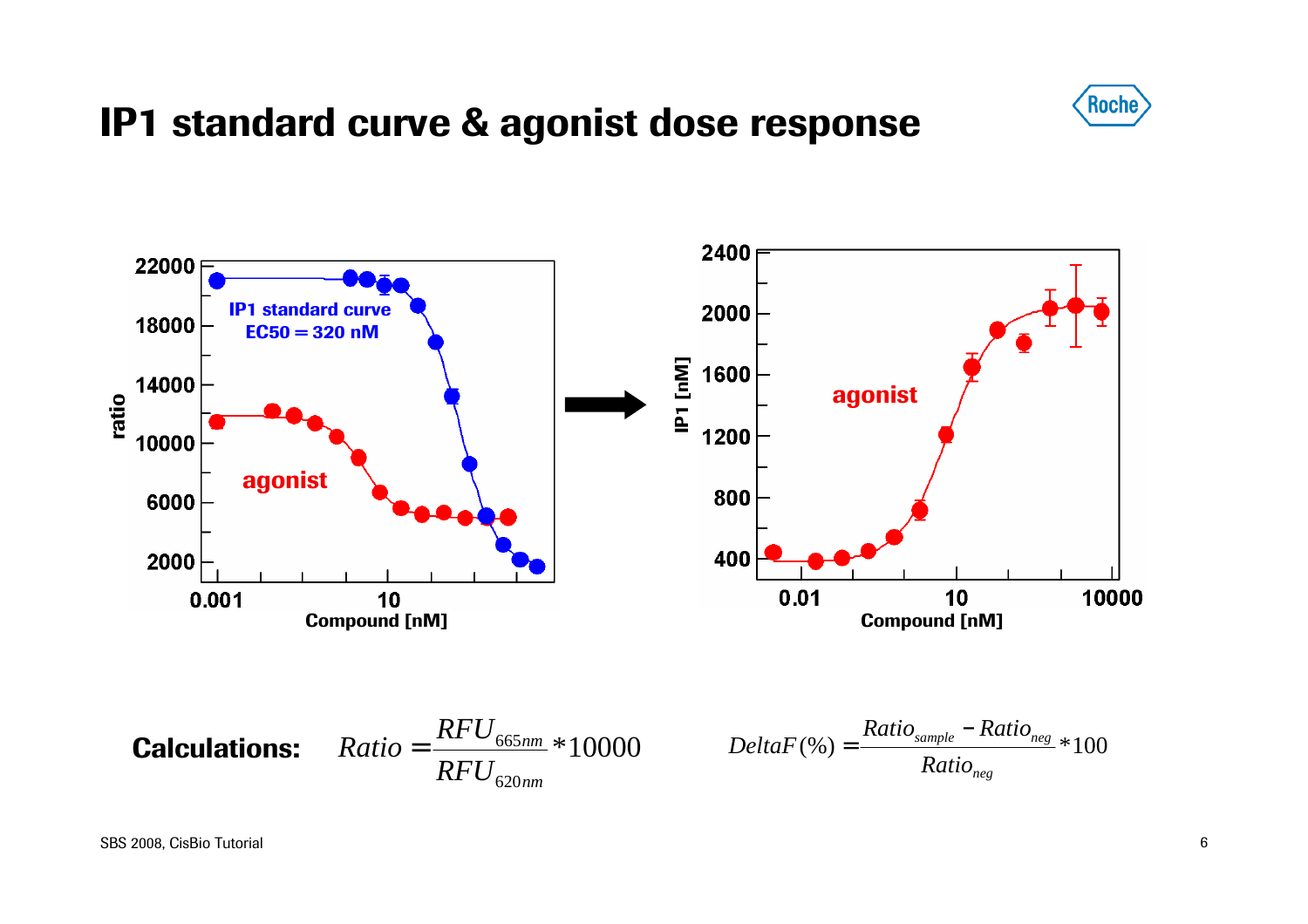# IP1 standard curve & agonist dose response

**Calculations:** $Ratio = \frac{RFU_{665nm}}{RFU_{620nm}} * 10000$ $\quad$ $DeltaF(\%) = \frac{Ratio_{sample} - Ratio_{neg}}{Ratio_{neg}} * 100$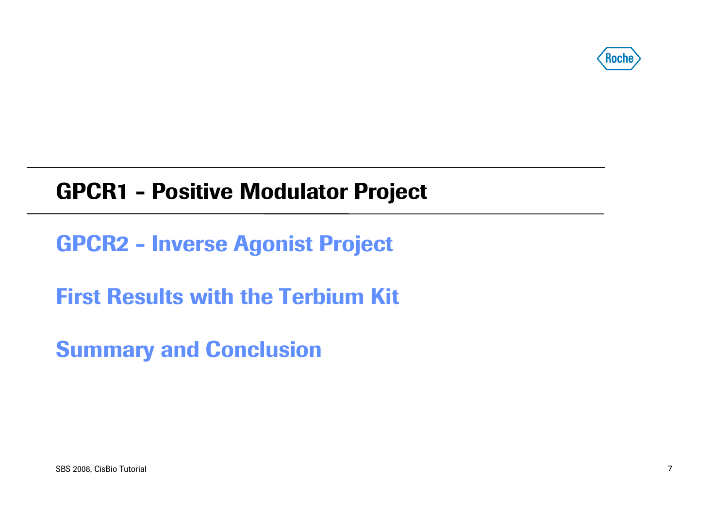## GPCR1 - Positive Modulator Project

GPCR2 - Inverse Agonist Project

First Results with the Terbium Kit

Summary and Conclusion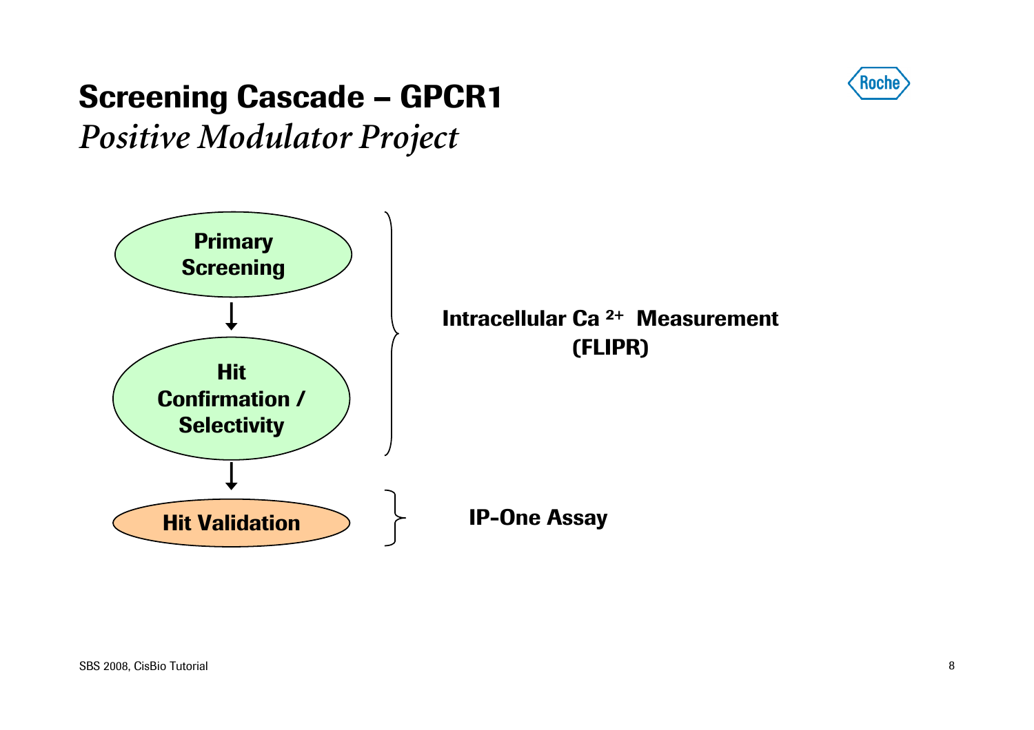# Screening Cascade – GPCR1

*Positive Modulator Project*

- **Primary Screening**
- **Hit Confirmation / Selectivity**
- **Hit Validation**

**Primary Screening** and **Hit Confirmation / Selectivity**: **Intracellular $Ca^{2+}$ Measurement (FLIPR)**

**Hit Validation**: **IP-One Assay**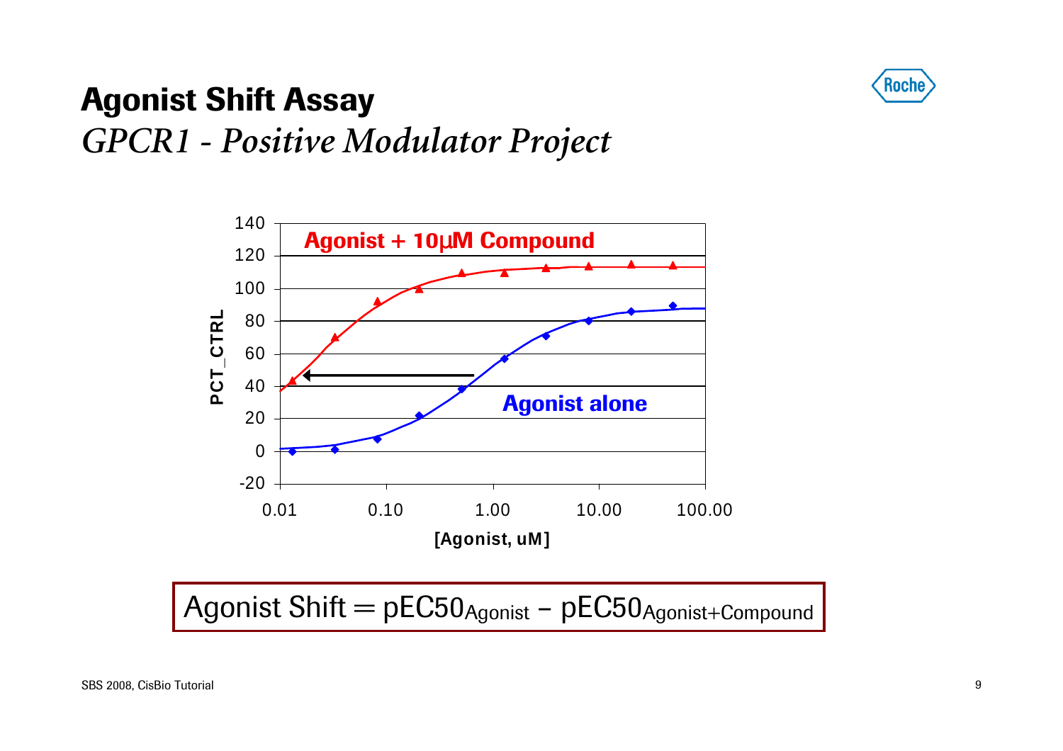# Agonist Shift Assay

## *GPCR1 - Positive Modulator Project*

$$\text{Agonist Shift} = \text{pEC50}_{\text{Agonist}} - \text{pEC50}_{\text{Agonist+Compound}}$$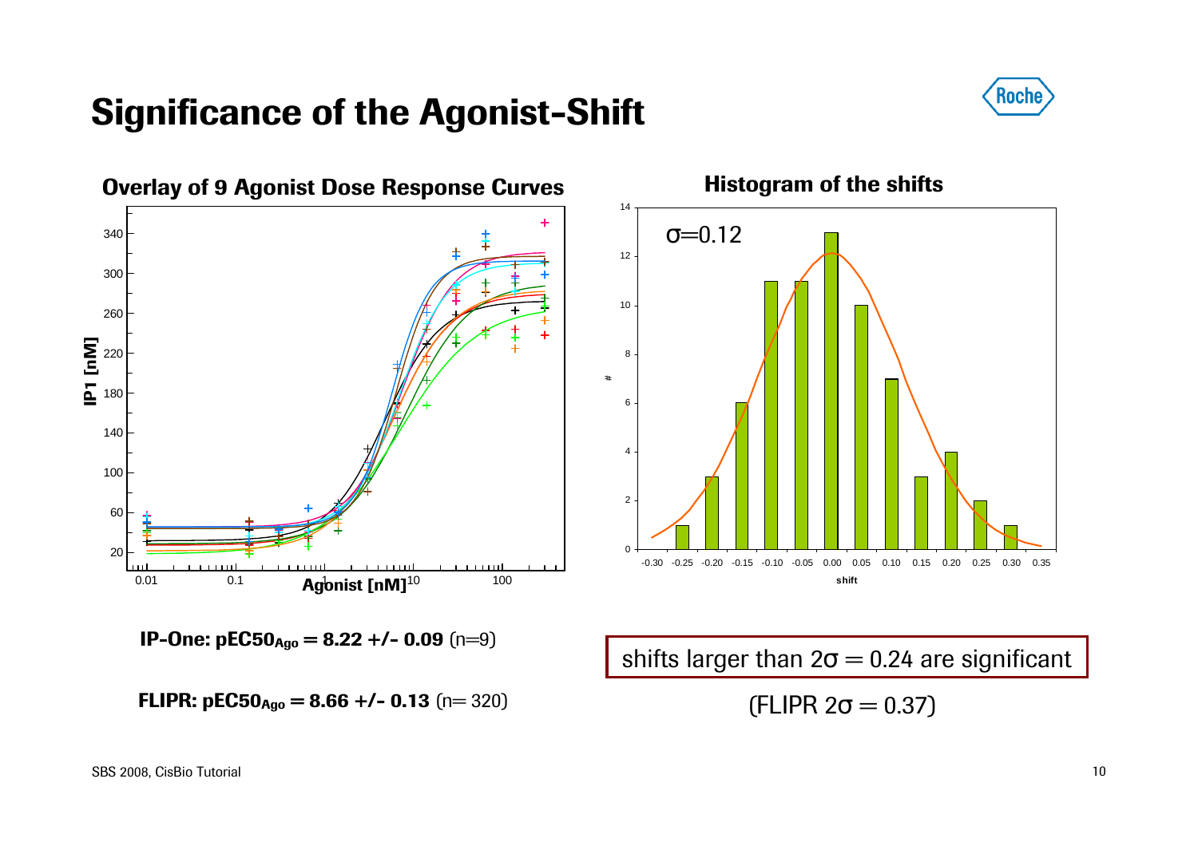# Significance of the Agonist-Shift

**Overlay of 9 Agonist Dose Response Curves**

**Histogram of the shifts**

$\sigma = 0.12$

**IP-One: $pEC50_{Ago}$ = 8.22 +/- 0.09** (n=9)

**FLIPR: $pEC50_{Ago}$ = 8.66 +/- 0.13** (n= 320)

shifts larger than $2\sigma = 0.24$ are significant

(FLIPR $2\sigma = 0.37$)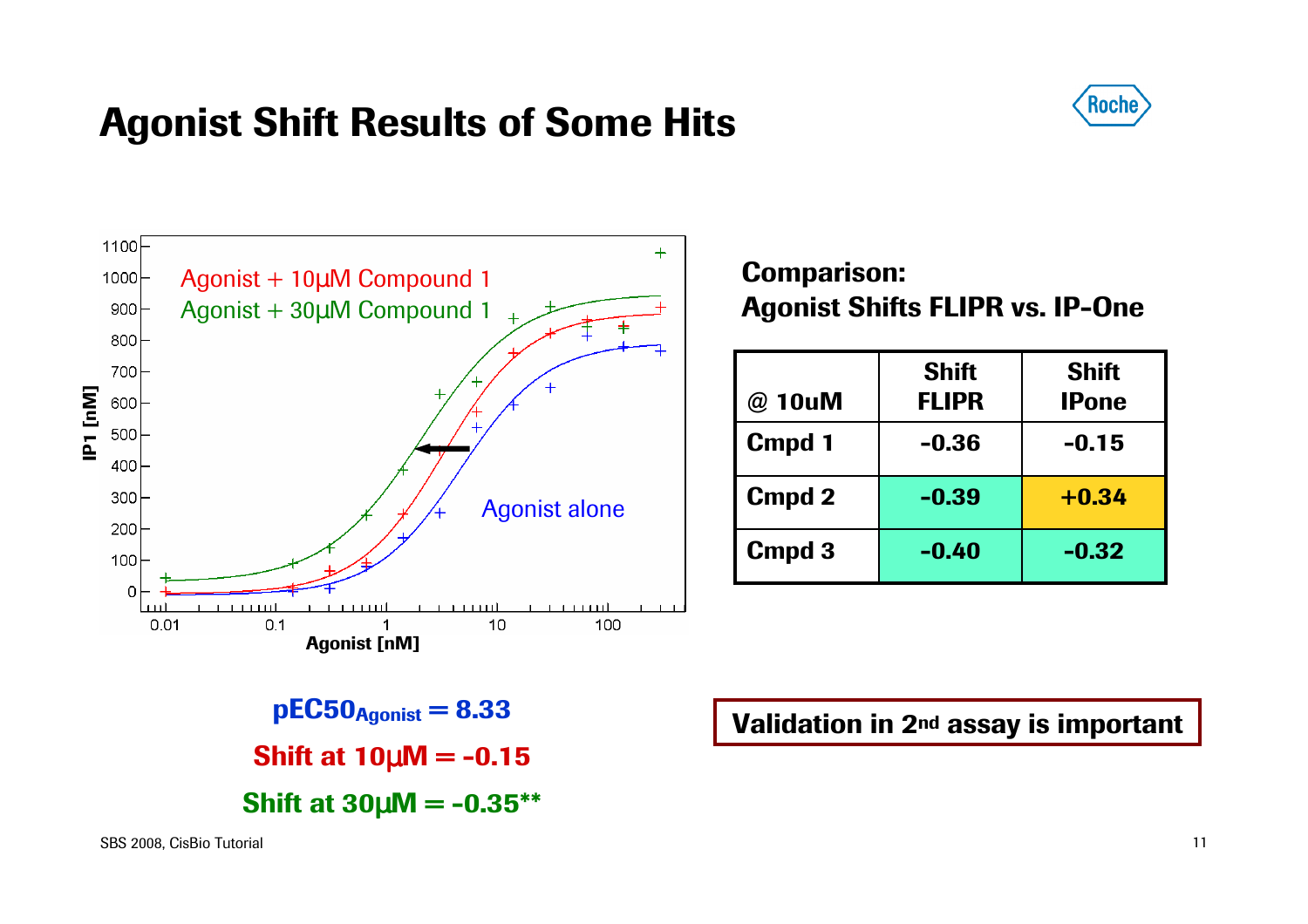# Agonist Shift Results of Some Hits

Agonist + 10µM Compound 1

Agonist + 30µM Compound 1

Agonist alone

IP1 [nM]

Agonist [nM]

**$pEC50_{Agonist}$ = 8.33**

**Shift at 10µM = -0.15**

**Shift at 30µM = -0.35****

**Comparison:**
**Agonist Shifts FLIPR vs. IP-One**

| @ 10uM | Shift FLIPR | Shift IPone |
|---|---|---|
| Cmpd 1 | -0.36 | -0.15 |
| Cmpd 2 | -0.39 | +0.34 |
| Cmpd 3 | -0.40 | -0.32 |

**Validation in 2nd assay is important**

SBS 2008, CisBio Tutorial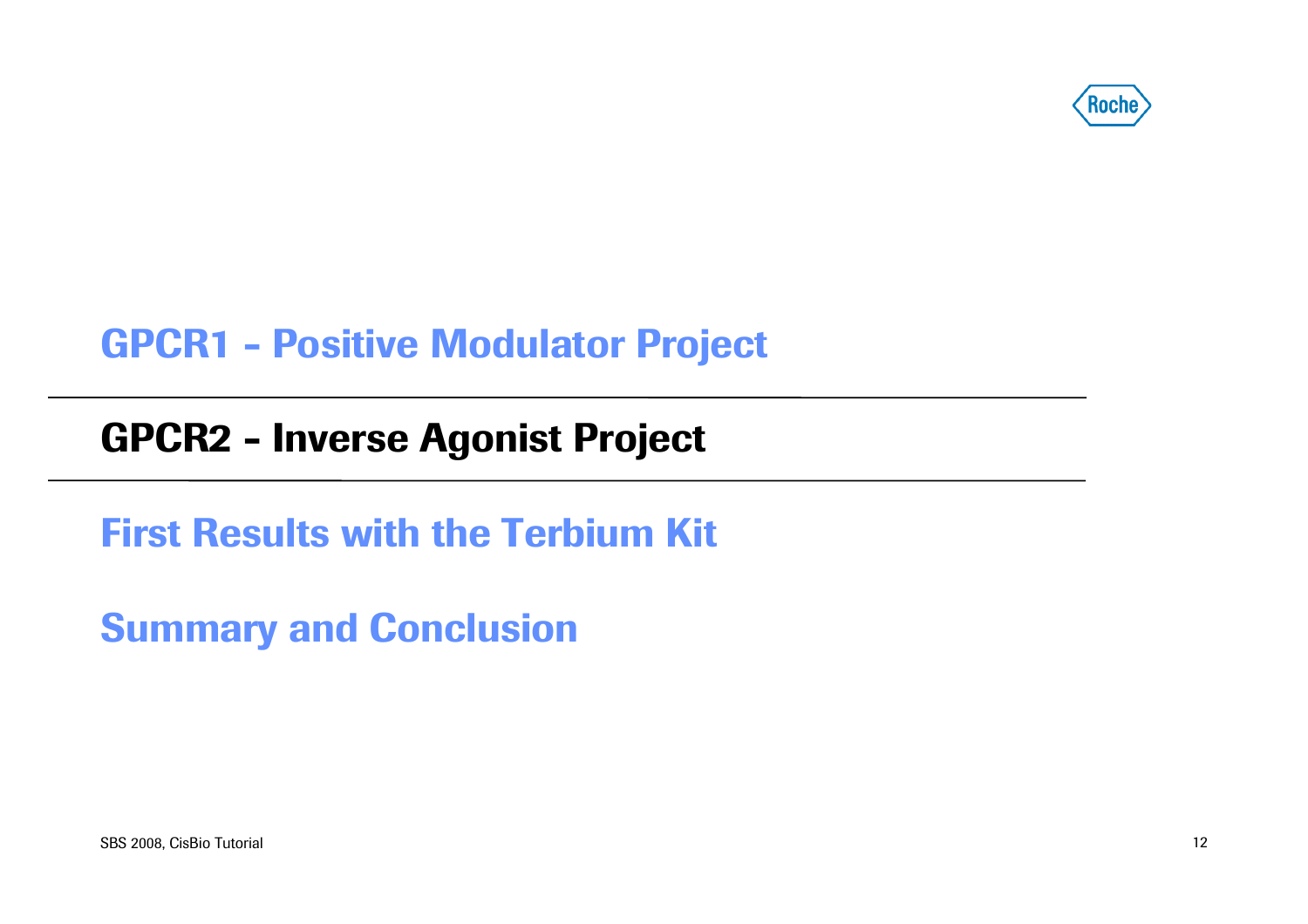GPCR1 - Positive Modulator Project

**GPCR2 - Inverse Agonist Project**

First Results with the Terbium Kit

Summary and Conclusion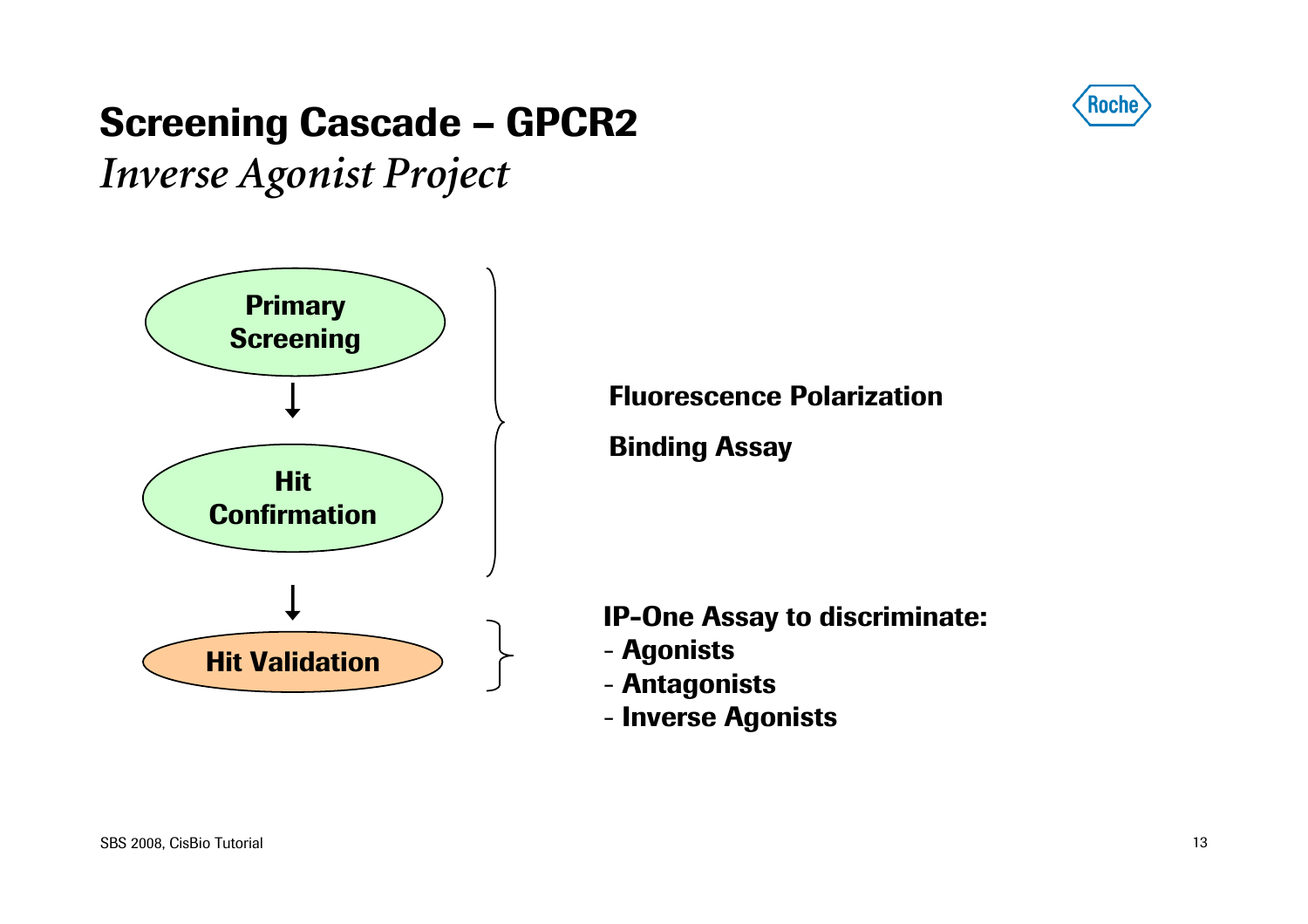# Screening Cascade – GPCR2

*Inverse Agonist Project*

**Primary Screening** → **Hit Confirmation**

**Fluorescence Polarization**

**Binding Assay**

→ **Hit Validation**

**IP-One Assay to discriminate:**

- **Agonists**
- **Antagonists**
- **Inverse Agonists**

SBS 2008, CisBio Tutorial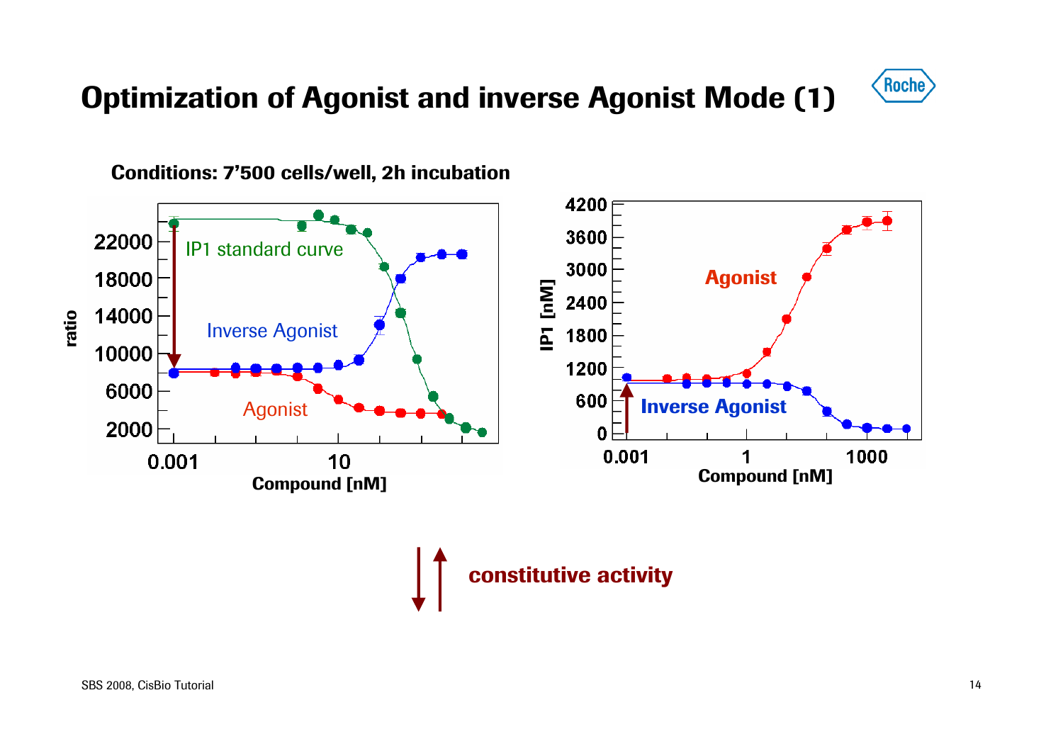# Optimization of Agonist and inverse Agonist Mode (1)

**Conditions: 7'500 cells/well, 2h incubation**

IP1 standard curve

Inverse Agonist

Agonist

ratio

Compound [nM]

IP1 [nM]

Agonist

Inverse Agonist

Compound [nM]

**constitutive activity**

SBS 2008, CisBio Tutorial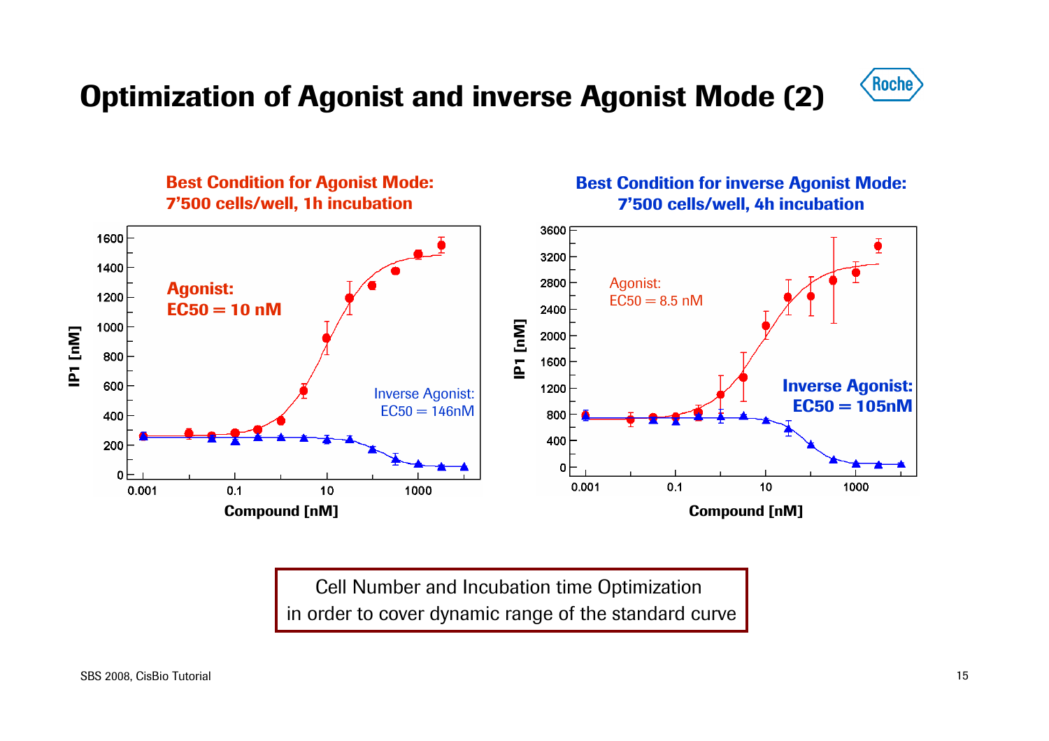# Optimization of Agonist and inverse Agonist Mode (2)

**Best Condition for Agonist Mode:**
**7'500 cells/well, 1h incubation**

Agonist: EC50 = 10 nM

Inverse Agonist: EC50 = 146nM

**Best Condition for inverse Agonist Mode:**
**7'500 cells/well, 4h incubation**

Agonist: EC50 = 8.5 nM

Inverse Agonist: EC50 = 105nM

Cell Number and Incubation time Optimization
in order to cover dynamic range of the standard curve

SBS 2008, CisBio Tutorial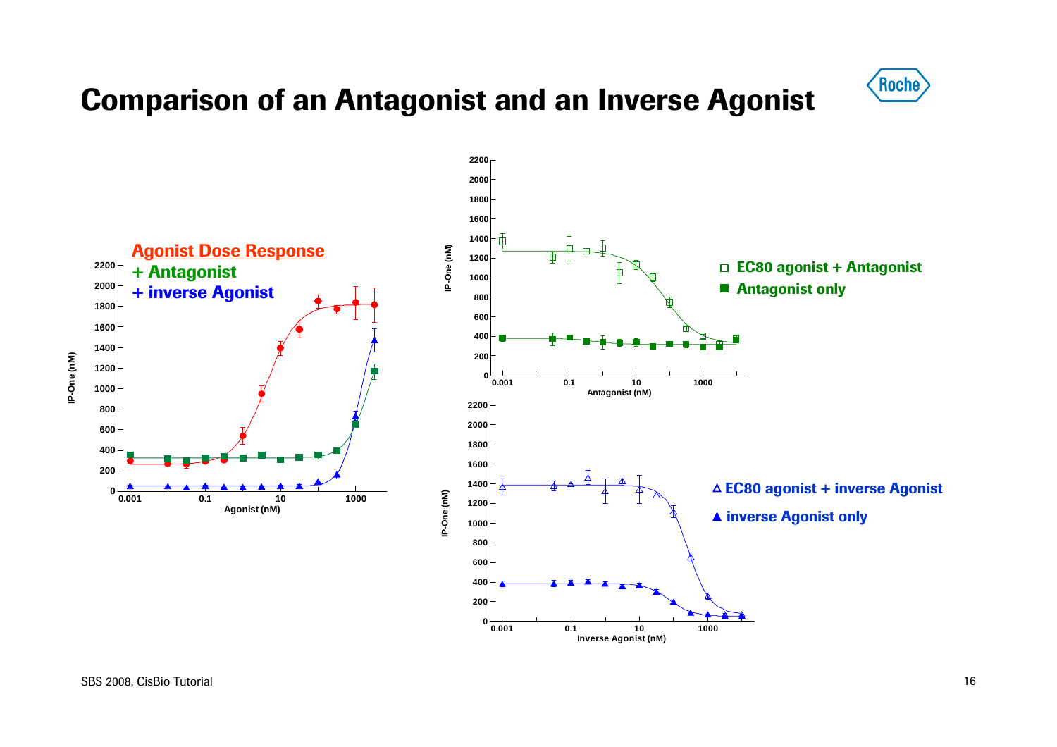# Comparison of an Antagonist and an Inverse Agonist

**Agonist Dose Response**
**+ Antagonist**
**+ inverse Agonist**

IP-One (nM) vs. Agonist (nM)

□ EC80 agonist + Antagonist
■ Antagonist only

IP-One (nM) vs. Antagonist (nM)

△ EC80 agonist + inverse Agonist
▲ inverse Agonist only

IP-One (nM) vs. Inverse Agonist (nM)

SBS 2008, CisBio Tutorial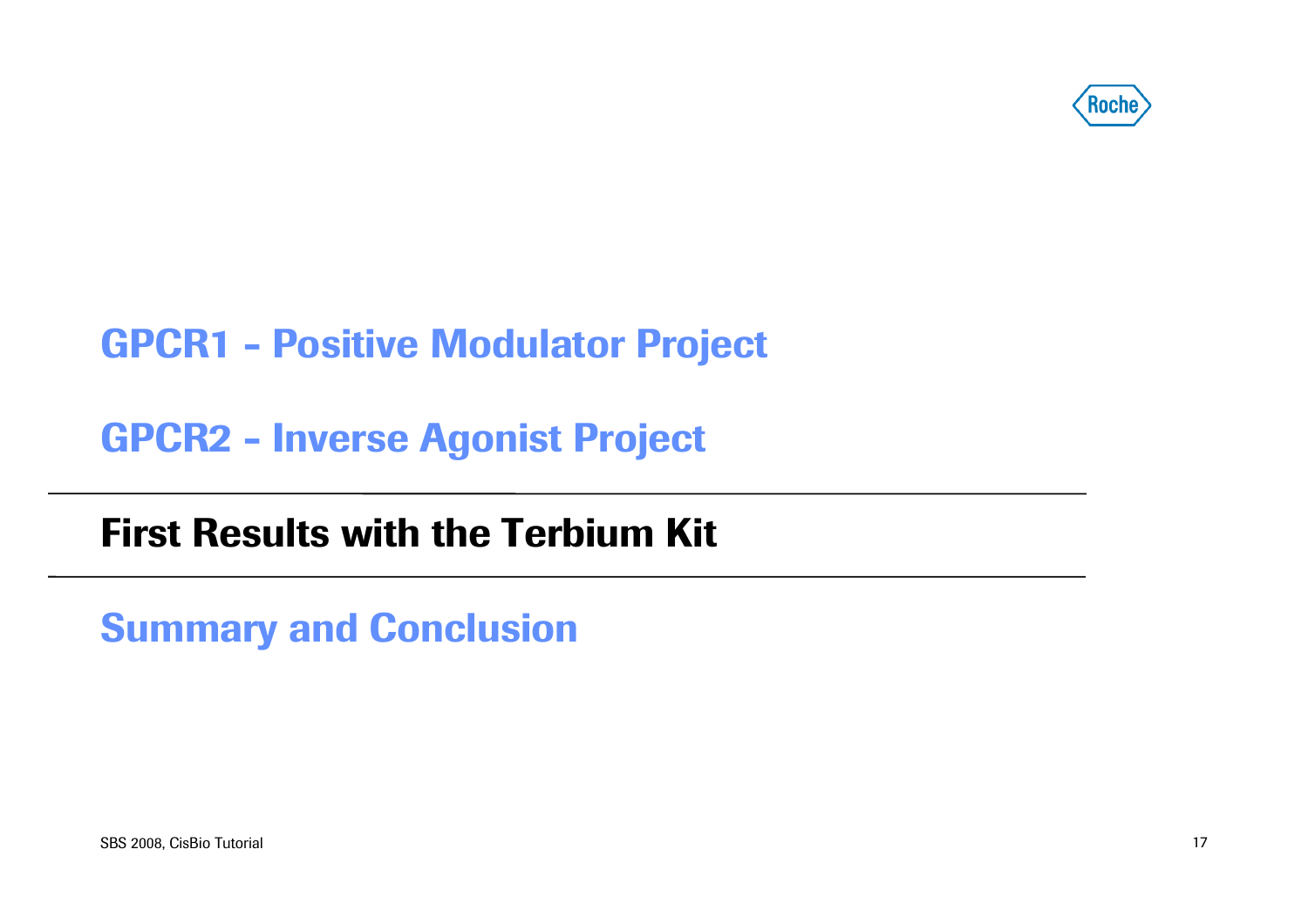## GPCR1 - Positive Modulator Project

## GPCR2 - Inverse Agonist Project

---

## **First Results with the Terbium Kit**

---

## Summary and Conclusion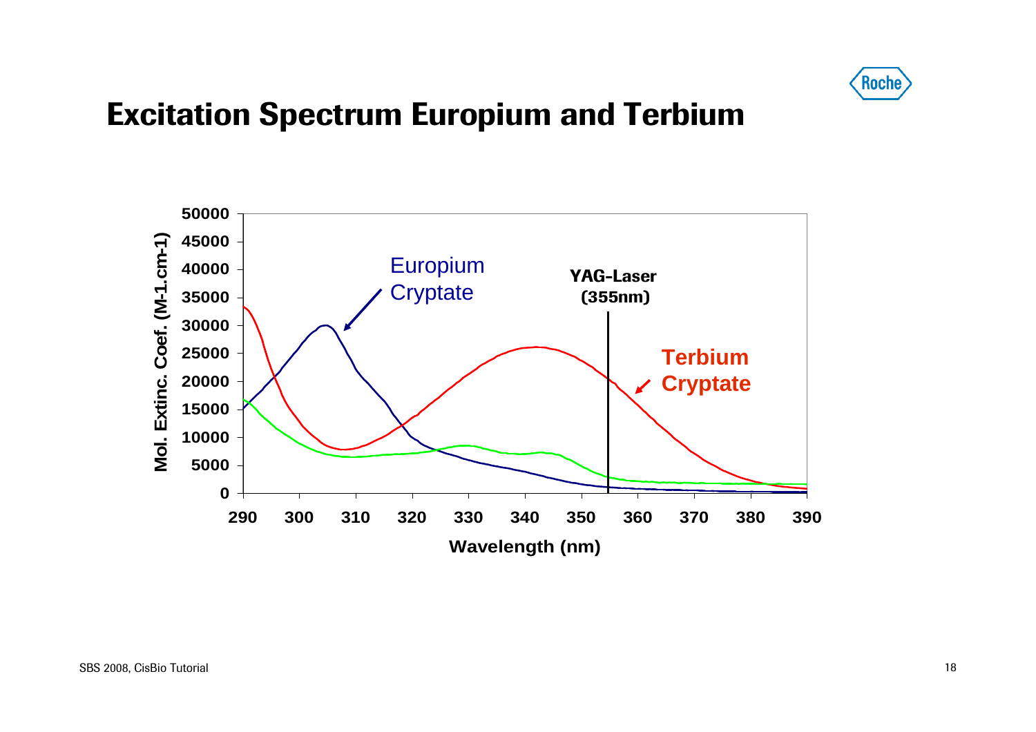# Excitation Spectrum Europium and Terbium

Mol. Extinc. Coef. (M-1.cm-1)

50000
45000
40000
35000
30000
25000
20000
15000
10000
5000
0

290 300 310 320 330 340 350 360 370 380 390

Wavelength (nm)

Europium Cryptate

YAG-Laser (355nm)

Terbium Cryptate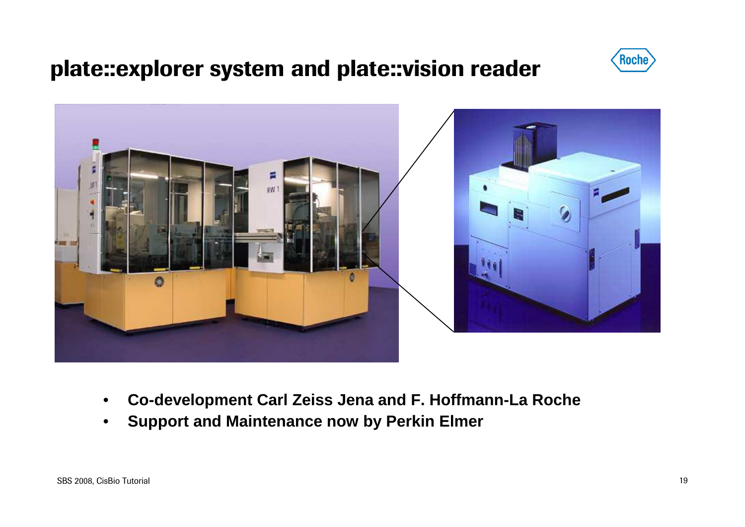# plate::explorer system and plate::vision reader

- **Co-development Carl Zeiss Jena and F. Hoffmann-La Roche**
- **Support and Maintenance now by Perkin Elmer**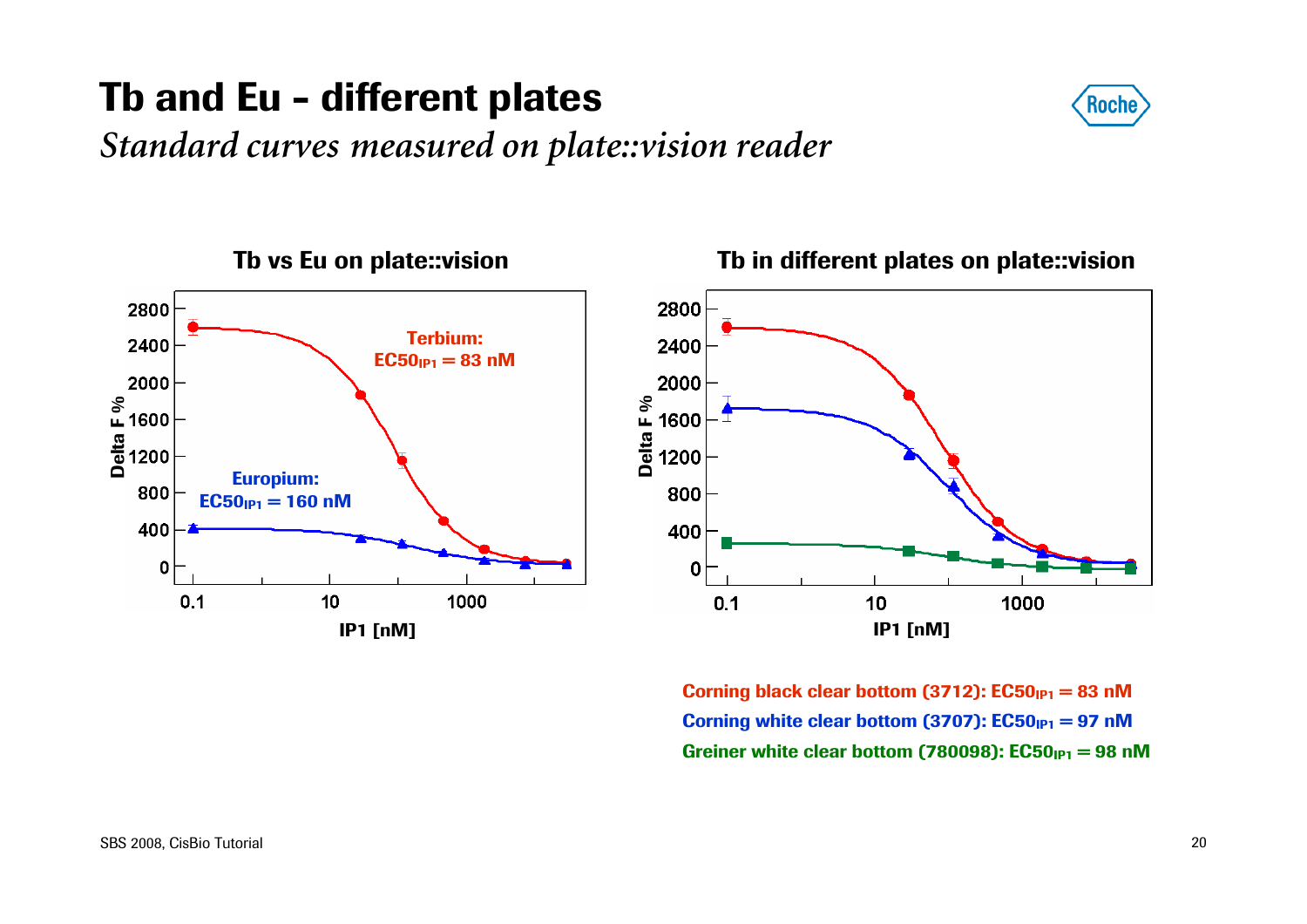# Tb and Eu - different plates

*Standard curves measured on plate::vision reader*

**Tb vs Eu on plate::vision**

Terbium: $EC50_{IP1}$ = 83 nM

Europium: $EC50_{IP1}$ = 160 nM

**Tb in different plates on plate::vision**

Corning black clear bottom (3712): $EC50_{IP1}$ = 83 nM

Corning white clear bottom (3707): $EC50_{IP1}$ = 97 nM

Greiner white clear bottom (780098): $EC50_{IP1}$ = 98 nM

SBS 2008, CisBio Tutorial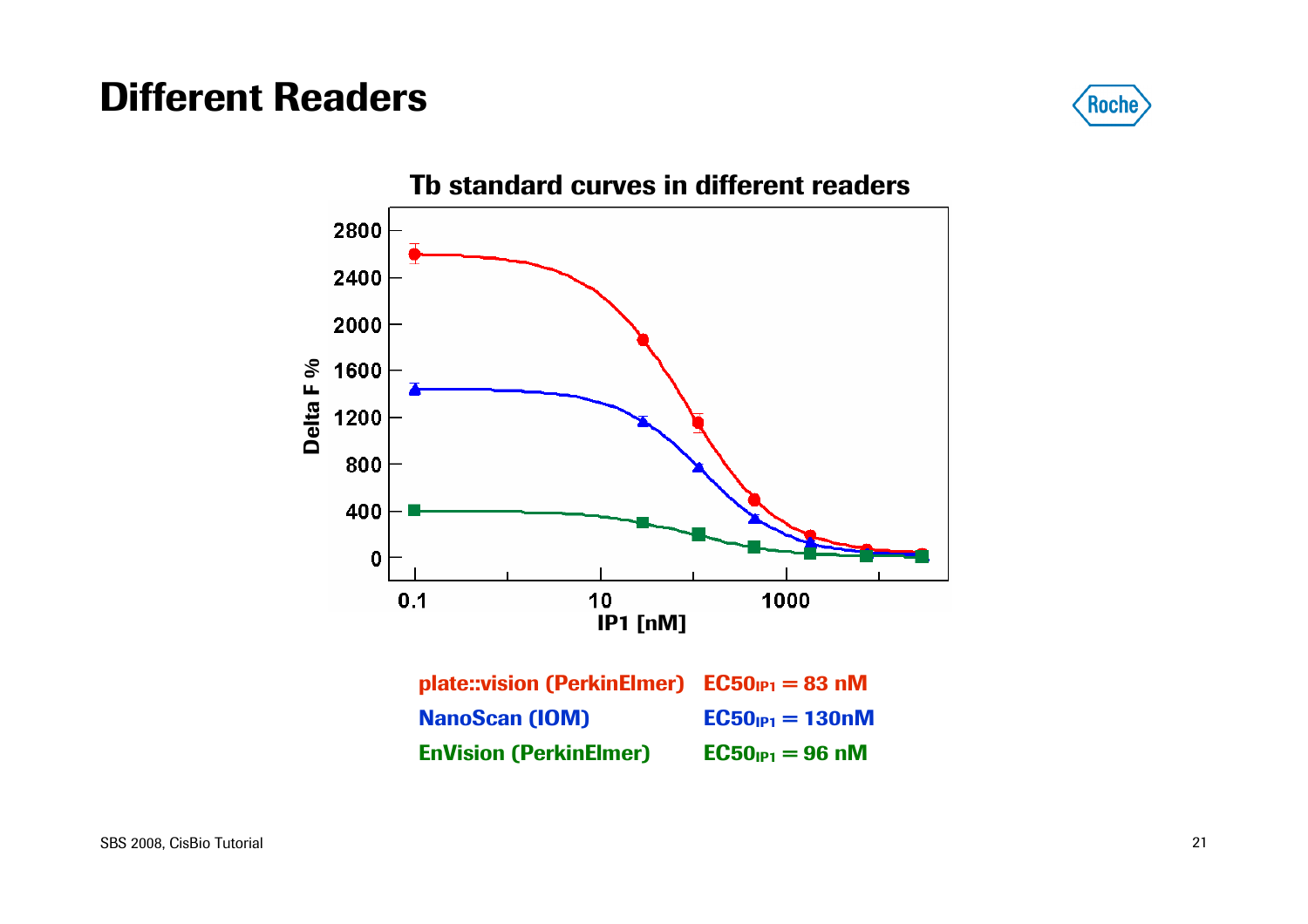# Different Readers

**Tb standard curves in different readers**

| Reader | $EC50_{IP1}$ |
| --- | --- |
| plate::vision (PerkinElmer) | $EC50_{IP1}$ = 83 nM |
| NanoScan (IOM) | $EC50_{IP1}$ = 130nM |
| EnVision (PerkinElmer) | $EC50_{IP1}$ = 96 nM |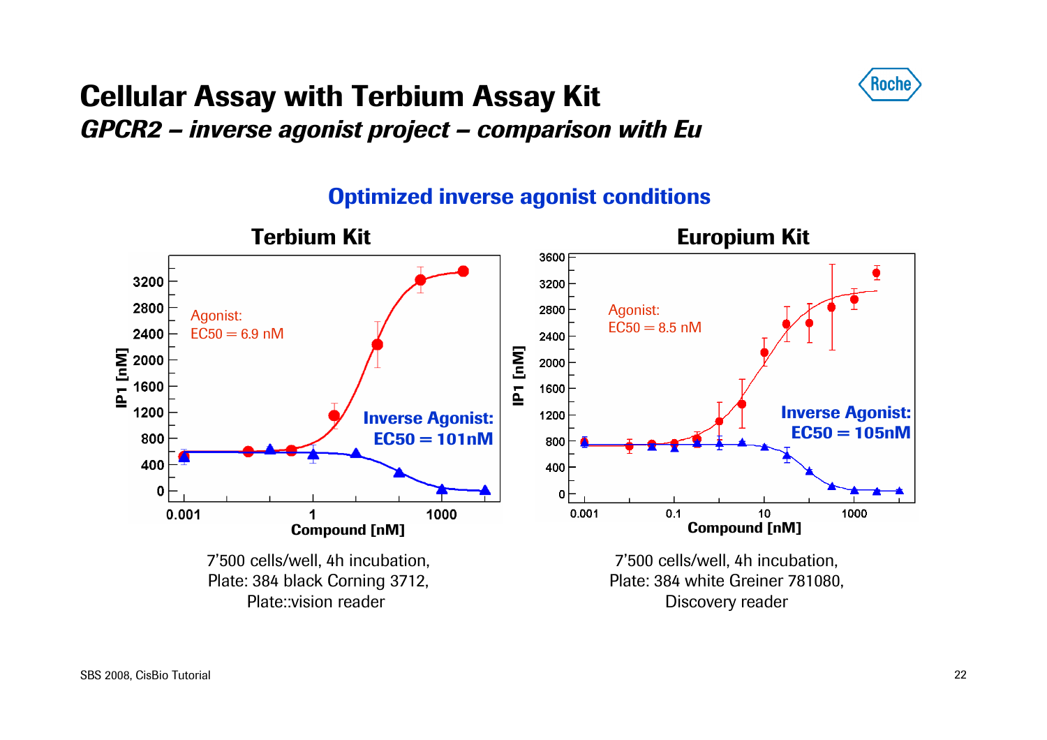# Cellular Assay with Terbium Assay Kit

## *GPCR2 – inverse agonist project – comparison with Eu*

### Optimized inverse agonist conditions

**Terbium Kit**

Agonist: EC50 = 6.9 nM

**Inverse Agonist: EC50 = 101nM**

7'500 cells/well, 4h incubation,
Plate: 384 black Corning 3712,
Plate::vision reader

**Europium Kit**

Agonist: EC50 = 8.5 nM

**Inverse Agonist: EC50 = 105nM**

7'500 cells/well, 4h incubation,
Plate: 384 white Greiner 781080,
Discovery reader

SBS 2008, CisBio Tutorial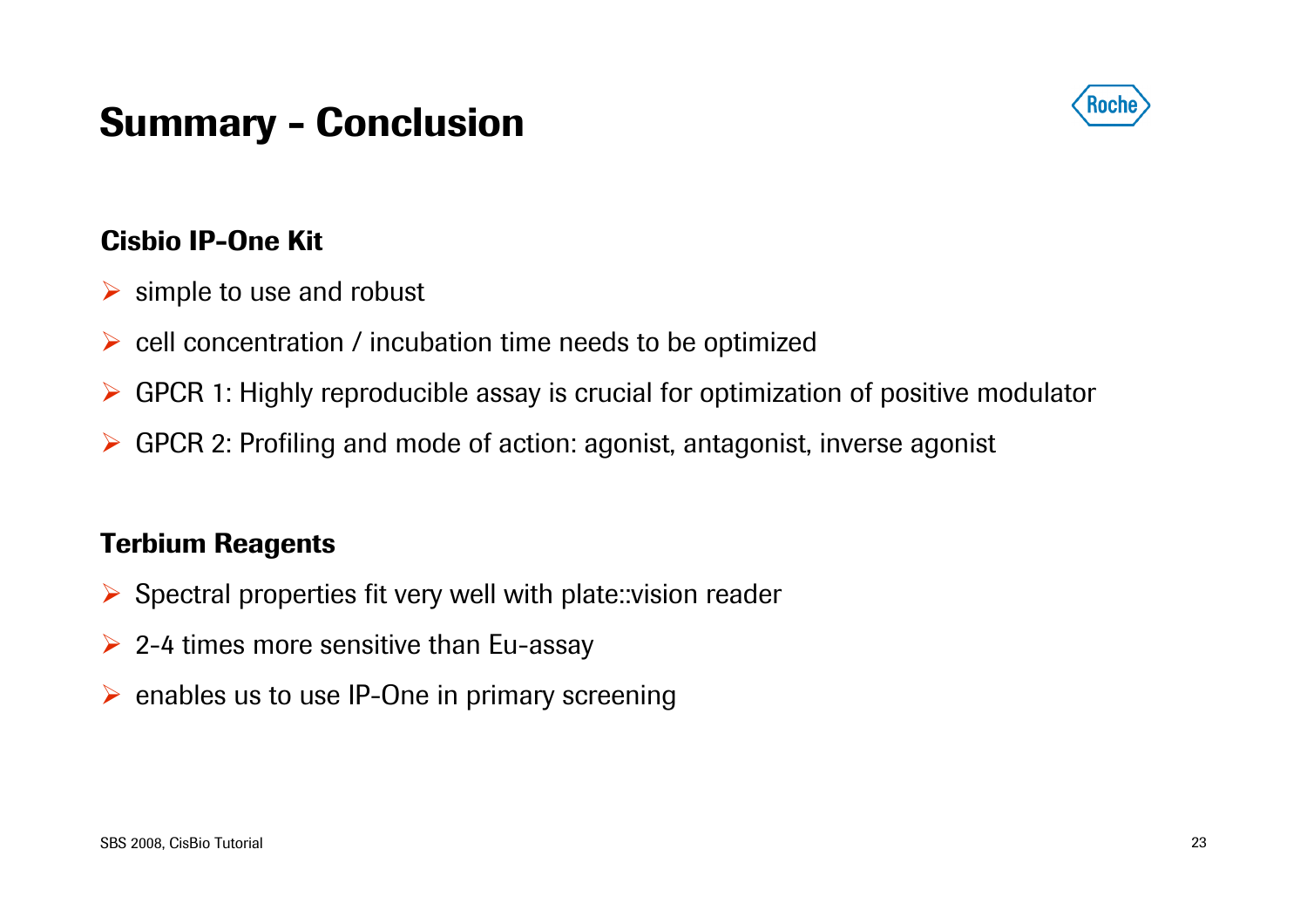# Summary - Conclusion

**Cisbio IP-One Kit**

- simple to use and robust
- cell concentration / incubation time needs to be optimized
- GPCR 1: Highly reproducible assay is crucial for optimization of positive modulator
- GPCR 2: Profiling and mode of action: agonist, antagonist, inverse agonist

**Terbium Reagents**

- Spectral properties fit very well with plate::vision reader
- 2-4 times more sensitive than Eu-assay
- enables us to use IP-One in primary screening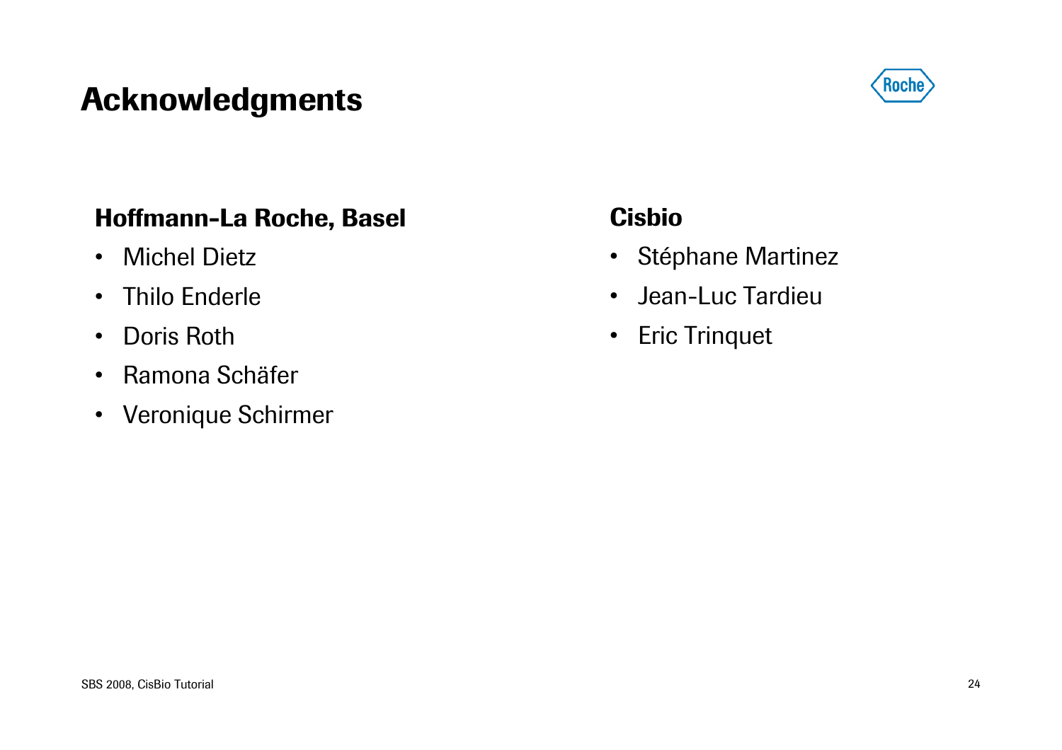# Acknowledgments

## Hoffmann-La Roche, Basel

- Michel Dietz
- Thilo Enderle
- Doris Roth
- Ramona Schäfer
- Veronique Schirmer

## Cisbio

- Stéphane Martinez
- Jean-Luc Tardieu
- Eric Trinquet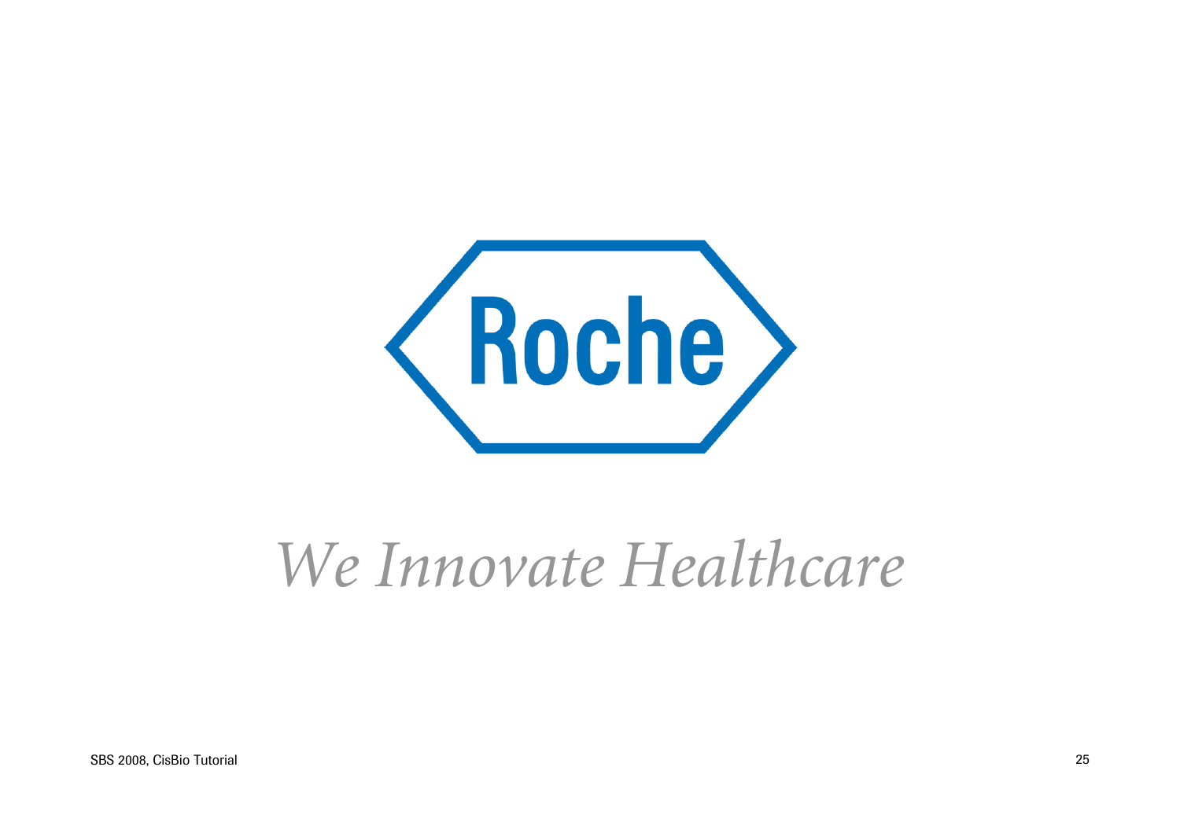Roche

*We Innovate Healthcare*